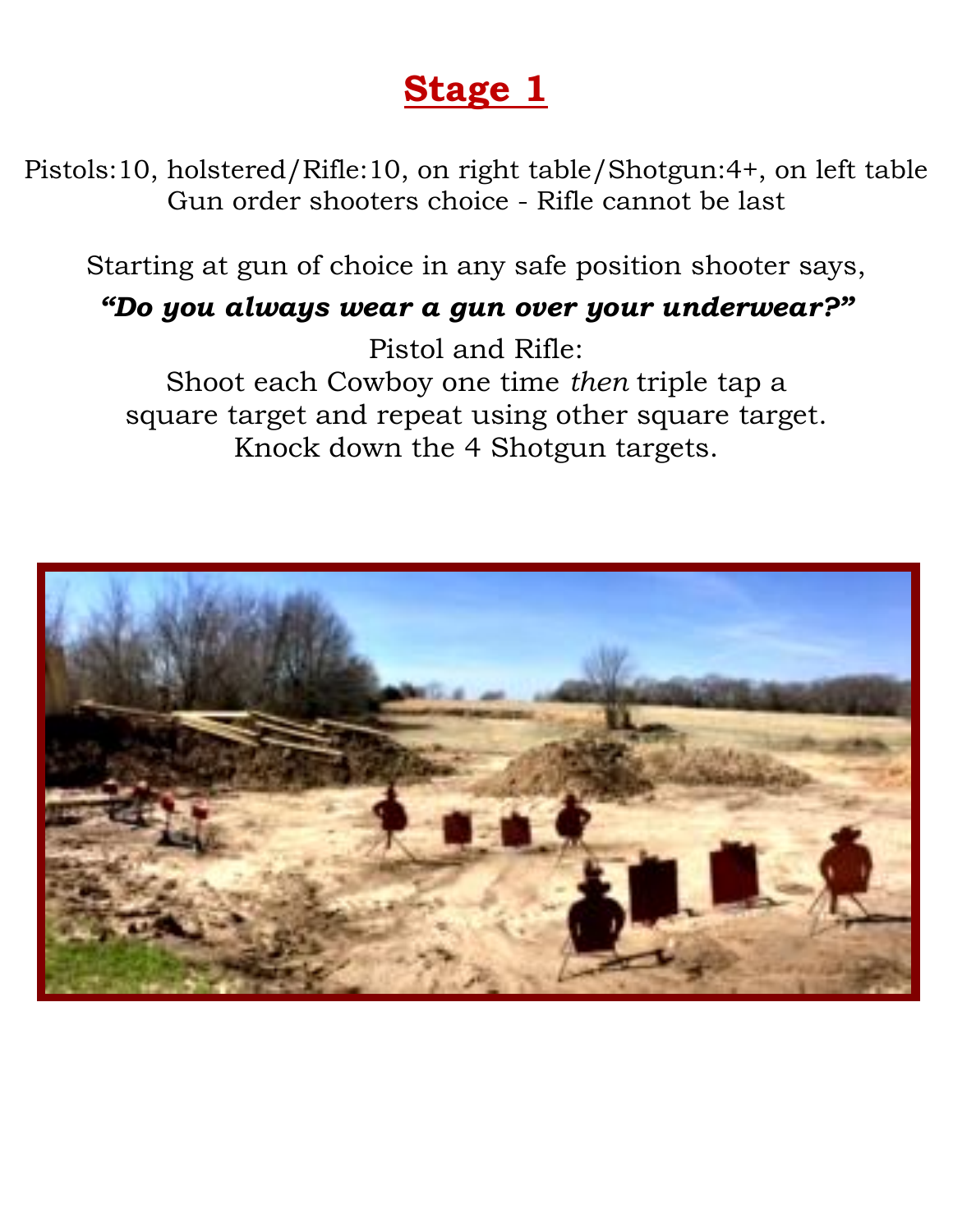# Stage 1

Pistols:10, holstered/Rifle:10, on right table/Shotgun:4+, on left table
Gun order shooters choice - Rifle cannot be last

Starting at gun of choice in any safe position shooter says,

***"Do you always wear a gun over your underwear?"***

Pistol and Rifle:
Shoot each Cowboy one time *then* triple tap a
square target and repeat using other square target.
Knock down the 4 Shotgun targets.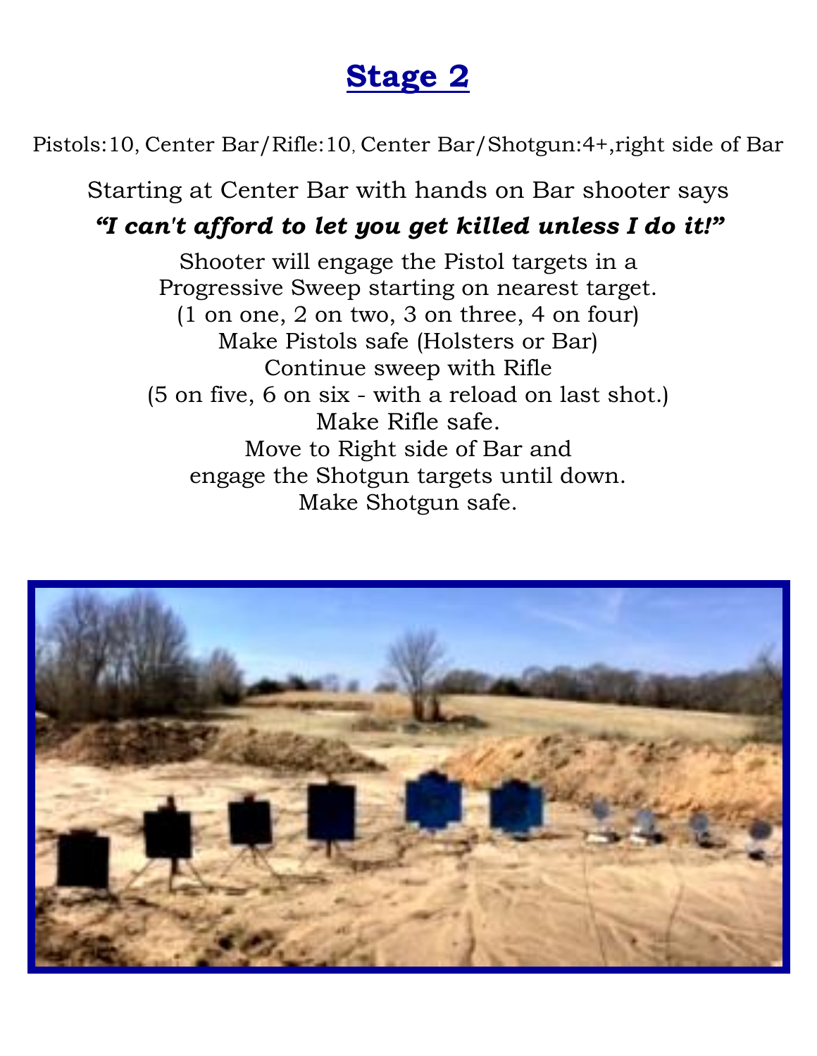# Stage 2

Pistols:10, Center Bar/Rifle:10, Center Bar/Shotgun:4+,right side of Bar

Starting at Center Bar with hands on Bar shooter says

***"I can't afford to let you get killed unless I do it!"***

Shooter will engage the Pistol targets in a
Progressive Sweep starting on nearest target.
(1 on one, 2 on two, 3 on three, 4 on four)
Make Pistols safe (Holsters or Bar)
Continue sweep with Rifle
(5 on five, 6 on six - with a reload on last shot.)
Make Rifle safe.
Move to Right side of Bar and
engage the Shotgun targets until down.
Make Shotgun safe.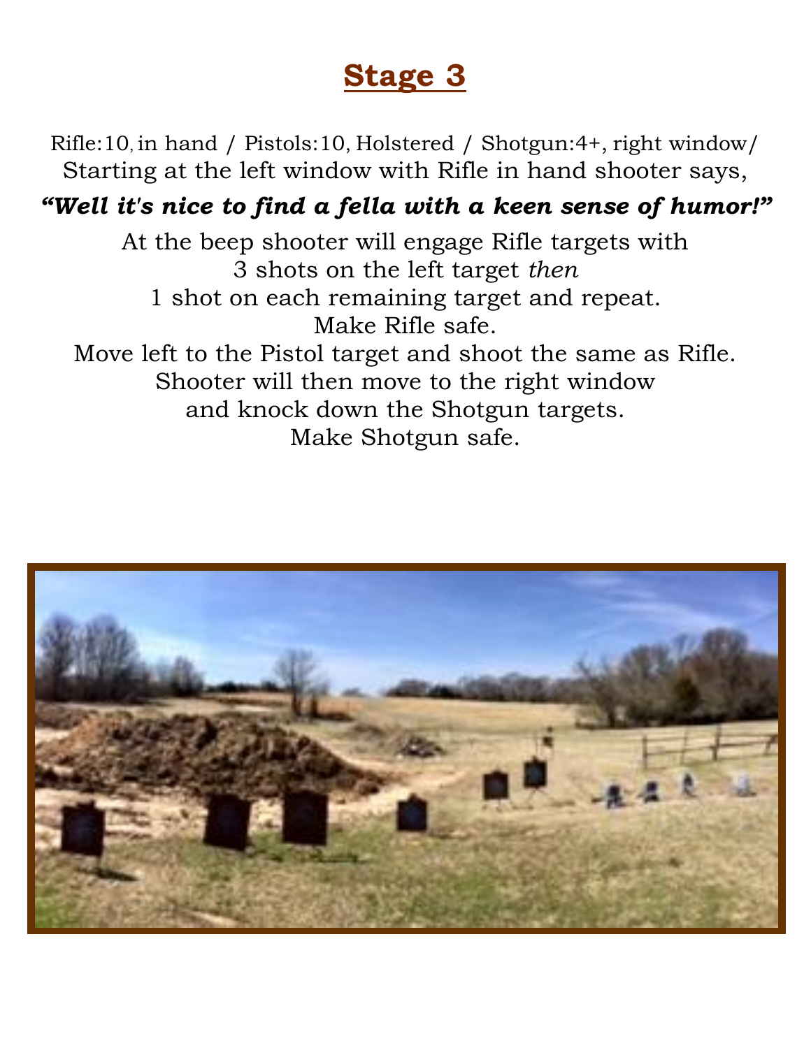# Stage 3

Rifle:10, in hand / Pistols:10, Holstered / Shotgun:4+, right window/
Starting at the left window with Rifle in hand shooter says,

***"Well it's nice to find a fella with a keen sense of humor!"***

At the beep shooter will engage Rifle targets with
3 shots on the left target *then*
1 shot on each remaining target and repeat.
Make Rifle safe.
Move left to the Pistol target and shoot the same as Rifle.
Shooter will then move to the right window
and knock down the Shotgun targets.
Make Shotgun safe.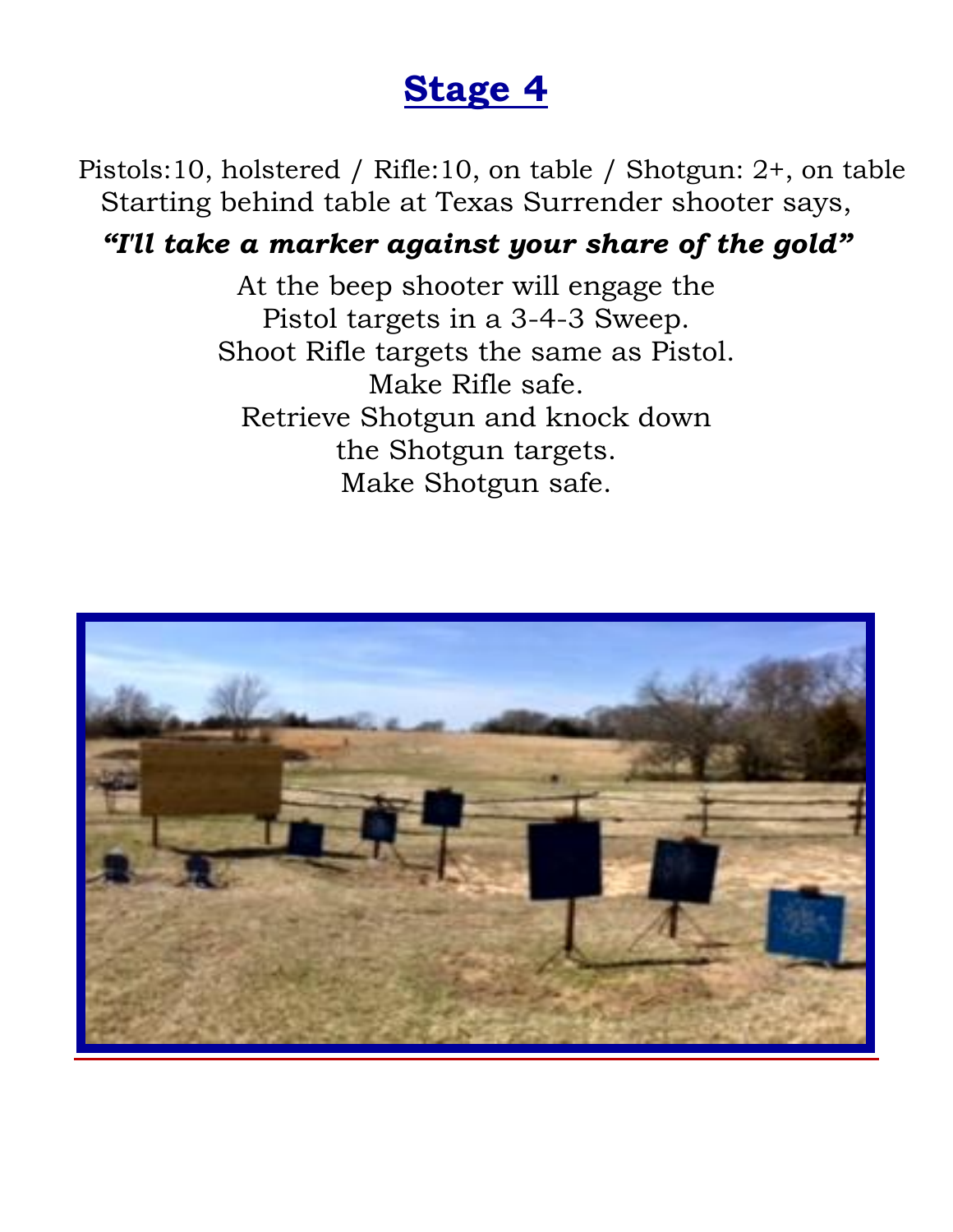# Stage 4

Pistols:10, holstered / Rifle:10, on table / Shotgun: 2+, on table
Starting behind table at Texas Surrender shooter says,

***"I'll take a marker against your share of the gold"***

At the beep shooter will engage the
Pistol targets in a 3-4-3 Sweep.
Shoot Rifle targets the same as Pistol.
Make Rifle safe.
Retrieve Shotgun and knock down
the Shotgun targets.
Make Shotgun safe.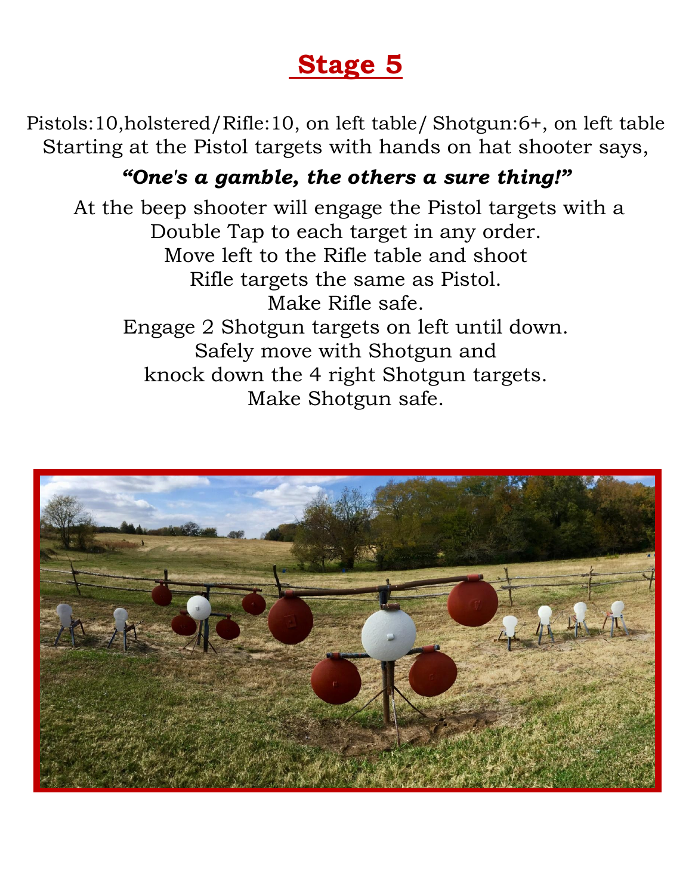# Stage 5

Pistols:10,holstered/Rifle:10, on left table/ Shotgun:6+, on left table
Starting at the Pistol targets with hands on hat shooter says,

***"One's a gamble, the others a sure thing!"***

At the beep shooter will engage the Pistol targets with a Double Tap to each target in any order.
Move left to the Rifle table and shoot Rifle targets the same as Pistol.
Make Rifle safe.
Engage 2 Shotgun targets on left until down.
Safely move with Shotgun and knock down the 4 right Shotgun targets.
Make Shotgun safe.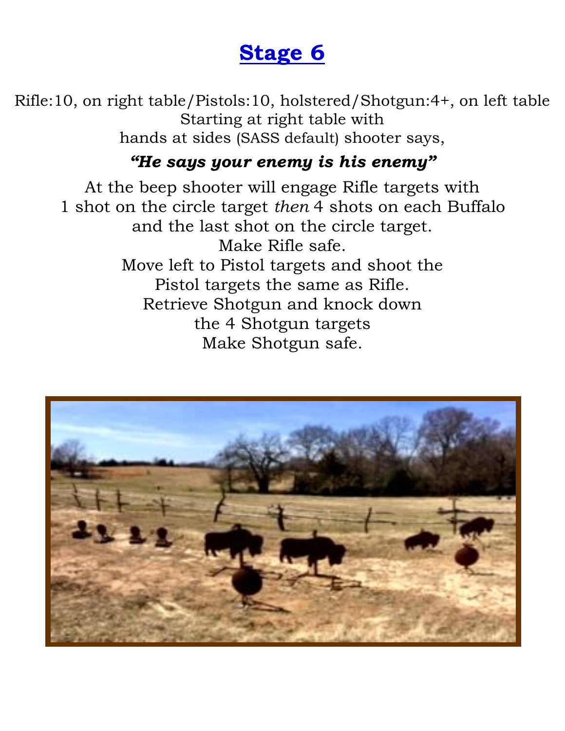# Stage 6

Rifle:10, on right table/Pistols:10, holstered/Shotgun:4+, on left table
Starting at right table with
hands at sides (SASS default) shooter says,

***"He says your enemy is his enemy"***

At the beep shooter will engage Rifle targets with
1 shot on the circle target *then* 4 shots on each Buffalo
and the last shot on the circle target.
Make Rifle safe.
Move left to Pistol targets and shoot the
Pistol targets the same as Rifle.
Retrieve Shotgun and knock down
the 4 Shotgun targets
Make Shotgun safe.